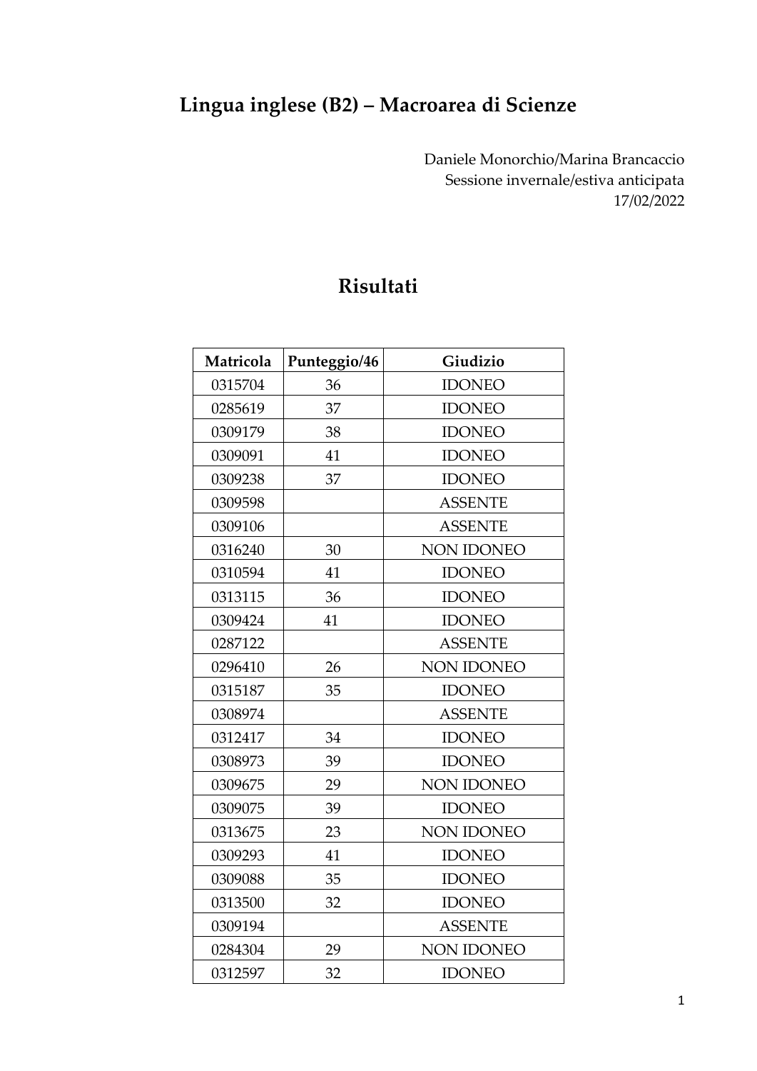# Lingua inglese (B2) – Macroarea di Scienze

Daniele Monorchio/Marina Brancaccio
Sessione invernale/estiva anticipata
17/02/2022

## Risultati

| Matricola | Punteggio/46 | Giudizio |
|---|---|---|
| 0315704 | 36 | IDONEO |
| 0285619 | 37 | IDONEO |
| 0309179 | 38 | IDONEO |
| 0309091 | 41 | IDONEO |
| 0309238 | 37 | IDONEO |
| 0309598 | | ASSENTE |
| 0309106 | | ASSENTE |
| 0316240 | 30 | NON IDONEO |
| 0310594 | 41 | IDONEO |
| 0313115 | 36 | IDONEO |
| 0309424 | 41 | IDONEO |
| 0287122 | | ASSENTE |
| 0296410 | 26 | NON IDONEO |
| 0315187 | 35 | IDONEO |
| 0308974 | | ASSENTE |
| 0312417 | 34 | IDONEO |
| 0308973 | 39 | IDONEO |
| 0309675 | 29 | NON IDONEO |
| 0309075 | 39 | IDONEO |
| 0313675 | 23 | NON IDONEO |
| 0309293 | 41 | IDONEO |
| 0309088 | 35 | IDONEO |
| 0313500 | 32 | IDONEO |
| 0309194 | | ASSENTE |
| 0284304 | 29 | NON IDONEO |
| 0312597 | 32 | IDONEO |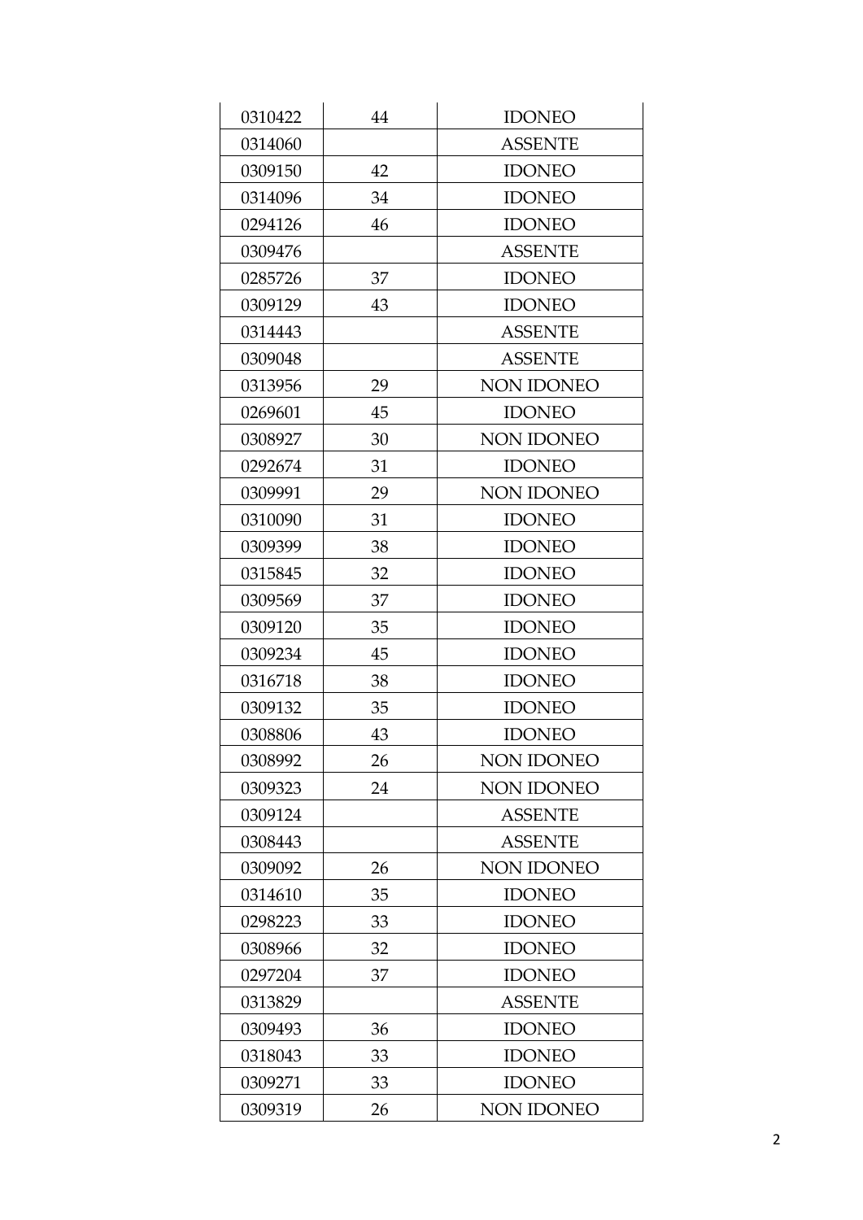| | | |
|---|---|---|
| 0310422 | 44 | IDONEO |
| 0314060 | | ASSENTE |
| 0309150 | 42 | IDONEO |
| 0314096 | 34 | IDONEO |
| 0294126 | 46 | IDONEO |
| 0309476 | | ASSENTE |
| 0285726 | 37 | IDONEO |
| 0309129 | 43 | IDONEO |
| 0314443 | | ASSENTE |
| 0309048 | | ASSENTE |
| 0313956 | 29 | NON IDONEO |
| 0269601 | 45 | IDONEO |
| 0308927 | 30 | NON IDONEO |
| 0292674 | 31 | IDONEO |
| 0309991 | 29 | NON IDONEO |
| 0310090 | 31 | IDONEO |
| 0309399 | 38 | IDONEO |
| 0315845 | 32 | IDONEO |
| 0309569 | 37 | IDONEO |
| 0309120 | 35 | IDONEO |
| 0309234 | 45 | IDONEO |
| 0316718 | 38 | IDONEO |
| 0309132 | 35 | IDONEO |
| 0308806 | 43 | IDONEO |
| 0308992 | 26 | NON IDONEO |
| 0309323 | 24 | NON IDONEO |
| 0309124 | | ASSENTE |
| 0308443 | | ASSENTE |
| 0309092 | 26 | NON IDONEO |
| 0314610 | 35 | IDONEO |
| 0298223 | 33 | IDONEO |
| 0308966 | 32 | IDONEO |
| 0297204 | 37 | IDONEO |
| 0313829 | | ASSENTE |
| 0309493 | 36 | IDONEO |
| 0318043 | 33 | IDONEO |
| 0309271 | 33 | IDONEO |
| 0309319 | 26 | NON IDONEO |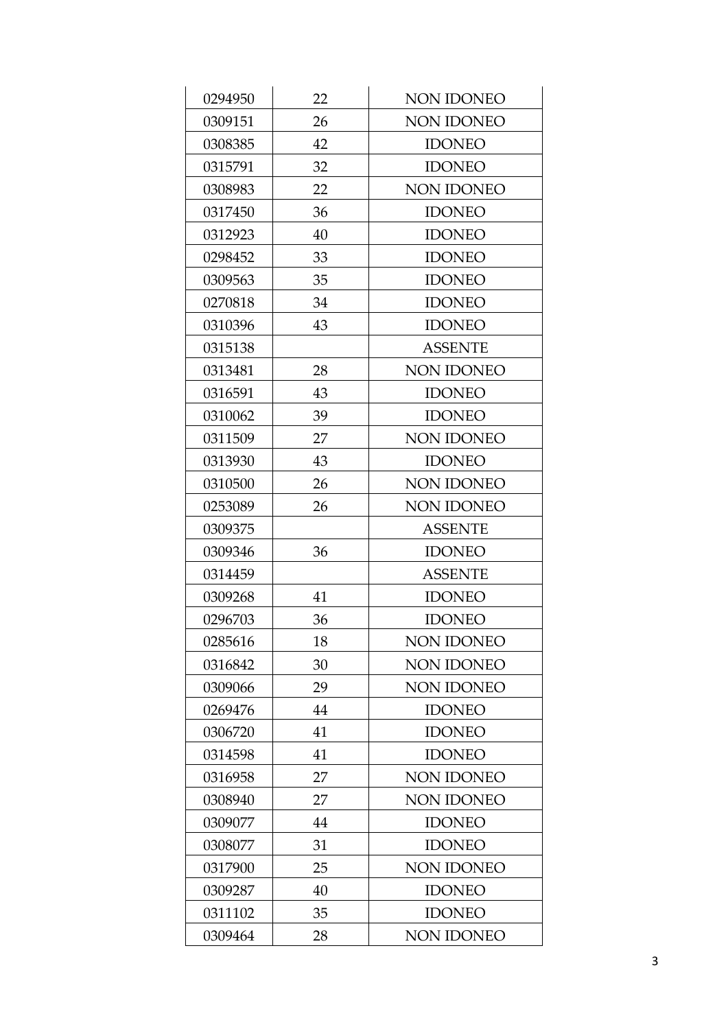| | | |
|---|---|---|
| 0294950 | 22 | NON IDONEO |
| 0309151 | 26 | NON IDONEO |
| 0308385 | 42 | IDONEO |
| 0315791 | 32 | IDONEO |
| 0308983 | 22 | NON IDONEO |
| 0317450 | 36 | IDONEO |
| 0312923 | 40 | IDONEO |
| 0298452 | 33 | IDONEO |
| 0309563 | 35 | IDONEO |
| 0270818 | 34 | IDONEO |
| 0310396 | 43 | IDONEO |
| 0315138 | | ASSENTE |
| 0313481 | 28 | NON IDONEO |
| 0316591 | 43 | IDONEO |
| 0310062 | 39 | IDONEO |
| 0311509 | 27 | NON IDONEO |
| 0313930 | 43 | IDONEO |
| 0310500 | 26 | NON IDONEO |
| 0253089 | 26 | NON IDONEO |
| 0309375 | | ASSENTE |
| 0309346 | 36 | IDONEO |
| 0314459 | | ASSENTE |
| 0309268 | 41 | IDONEO |
| 0296703 | 36 | IDONEO |
| 0285616 | 18 | NON IDONEO |
| 0316842 | 30 | NON IDONEO |
| 0309066 | 29 | NON IDONEO |
| 0269476 | 44 | IDONEO |
| 0306720 | 41 | IDONEO |
| 0314598 | 41 | IDONEO |
| 0316958 | 27 | NON IDONEO |
| 0308940 | 27 | NON IDONEO |
| 0309077 | 44 | IDONEO |
| 0308077 | 31 | IDONEO |
| 0317900 | 25 | NON IDONEO |
| 0309287 | 40 | IDONEO |
| 0311102 | 35 | IDONEO |
| 0309464 | 28 | NON IDONEO |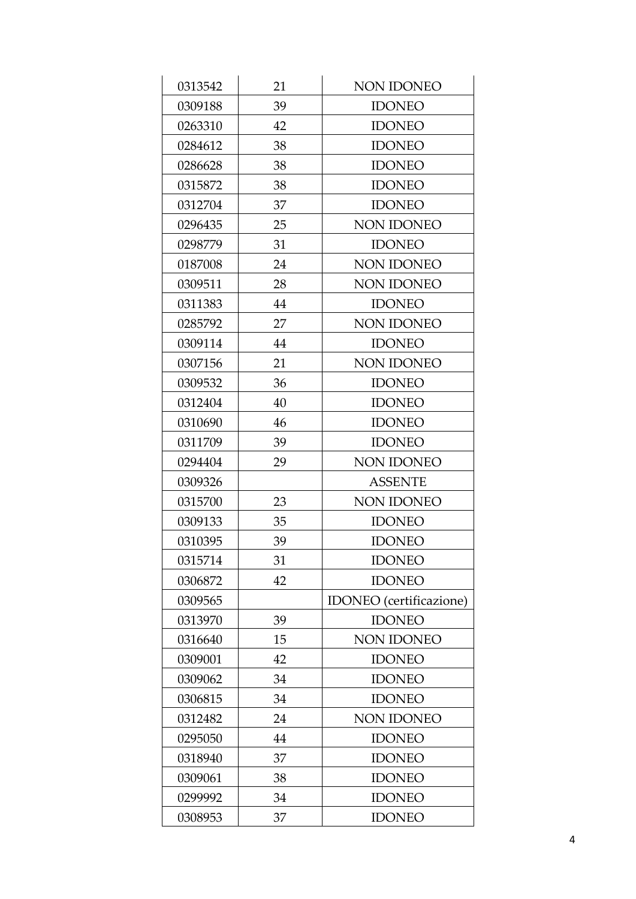| | | |
|---|---|---|
| 0313542 | 21 | NON IDONEO |
| 0309188 | 39 | IDONEO |
| 0263310 | 42 | IDONEO |
| 0284612 | 38 | IDONEO |
| 0286628 | 38 | IDONEO |
| 0315872 | 38 | IDONEO |
| 0312704 | 37 | IDONEO |
| 0296435 | 25 | NON IDONEO |
| 0298779 | 31 | IDONEO |
| 0187008 | 24 | NON IDONEO |
| 0309511 | 28 | NON IDONEO |
| 0311383 | 44 | IDONEO |
| 0285792 | 27 | NON IDONEO |
| 0309114 | 44 | IDONEO |
| 0307156 | 21 | NON IDONEO |
| 0309532 | 36 | IDONEO |
| 0312404 | 40 | IDONEO |
| 0310690 | 46 | IDONEO |
| 0311709 | 39 | IDONEO |
| 0294404 | 29 | NON IDONEO |
| 0309326 | | ASSENTE |
| 0315700 | 23 | NON IDONEO |
| 0309133 | 35 | IDONEO |
| 0310395 | 39 | IDONEO |
| 0315714 | 31 | IDONEO |
| 0306872 | 42 | IDONEO |
| 0309565 | | IDONEO (certificazione) |
| 0313970 | 39 | IDONEO |
| 0316640 | 15 | NON IDONEO |
| 0309001 | 42 | IDONEO |
| 0309062 | 34 | IDONEO |
| 0306815 | 34 | IDONEO |
| 0312482 | 24 | NON IDONEO |
| 0295050 | 44 | IDONEO |
| 0318940 | 37 | IDONEO |
| 0309061 | 38 | IDONEO |
| 0299992 | 34 | IDONEO |
| 0308953 | 37 | IDONEO |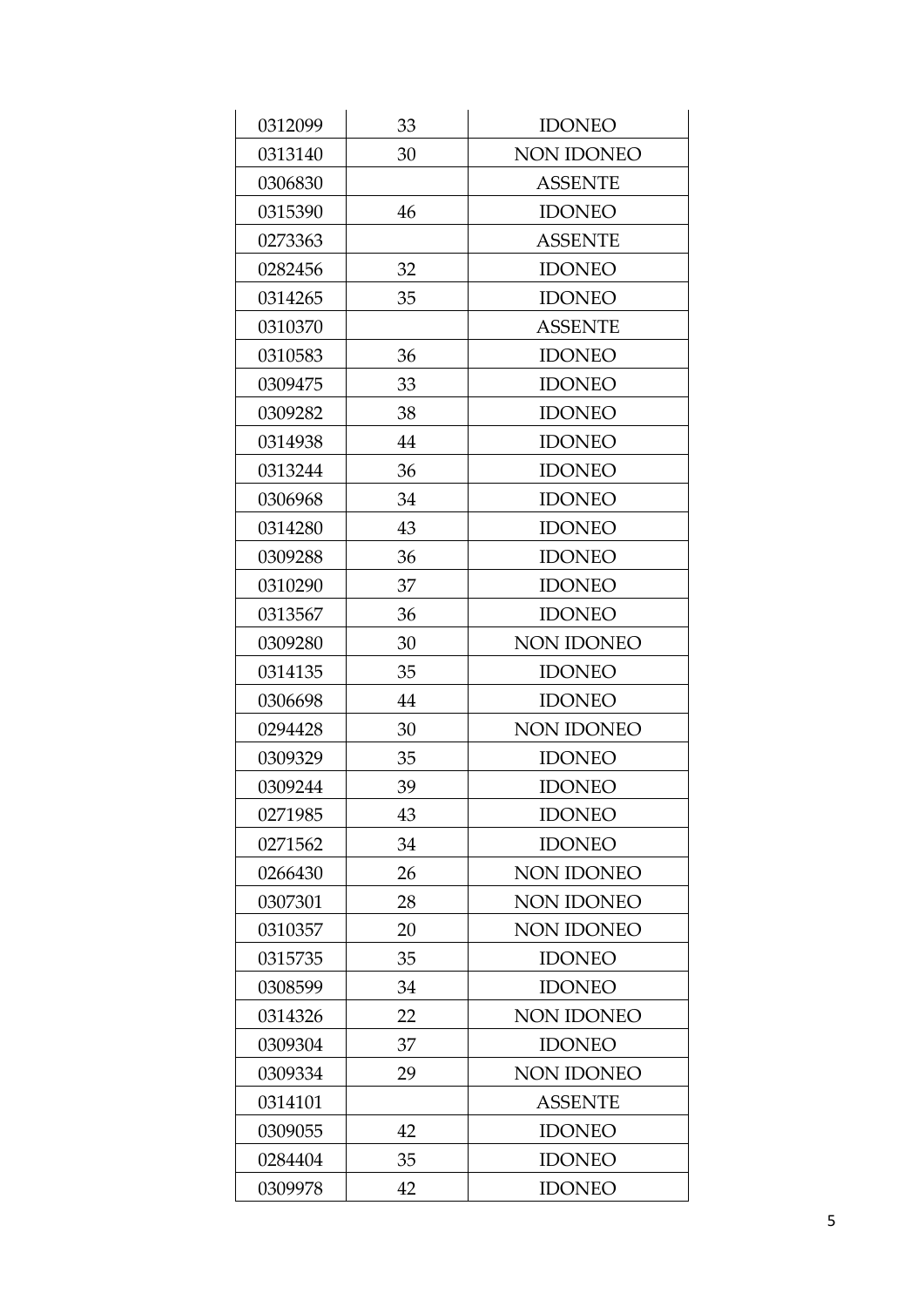| 0312099 | 33 | IDONEO |
|---|---|---|
| 0313140 | 30 | NON IDONEO |
| 0306830 | | ASSENTE |
| 0315390 | 46 | IDONEO |
| 0273363 | | ASSENTE |
| 0282456 | 32 | IDONEO |
| 0314265 | 35 | IDONEO |
| 0310370 | | ASSENTE |
| 0310583 | 36 | IDONEO |
| 0309475 | 33 | IDONEO |
| 0309282 | 38 | IDONEO |
| 0314938 | 44 | IDONEO |
| 0313244 | 36 | IDONEO |
| 0306968 | 34 | IDONEO |
| 0314280 | 43 | IDONEO |
| 0309288 | 36 | IDONEO |
| 0310290 | 37 | IDONEO |
| 0313567 | 36 | IDONEO |
| 0309280 | 30 | NON IDONEO |
| 0314135 | 35 | IDONEO |
| 0306698 | 44 | IDONEO |
| 0294428 | 30 | NON IDONEO |
| 0309329 | 35 | IDONEO |
| 0309244 | 39 | IDONEO |
| 0271985 | 43 | IDONEO |
| 0271562 | 34 | IDONEO |
| 0266430 | 26 | NON IDONEO |
| 0307301 | 28 | NON IDONEO |
| 0310357 | 20 | NON IDONEO |
| 0315735 | 35 | IDONEO |
| 0308599 | 34 | IDONEO |
| 0314326 | 22 | NON IDONEO |
| 0309304 | 37 | IDONEO |
| 0309334 | 29 | NON IDONEO |
| 0314101 | | ASSENTE |
| 0309055 | 42 | IDONEO |
| 0284404 | 35 | IDONEO |
| 0309978 | 42 | IDONEO |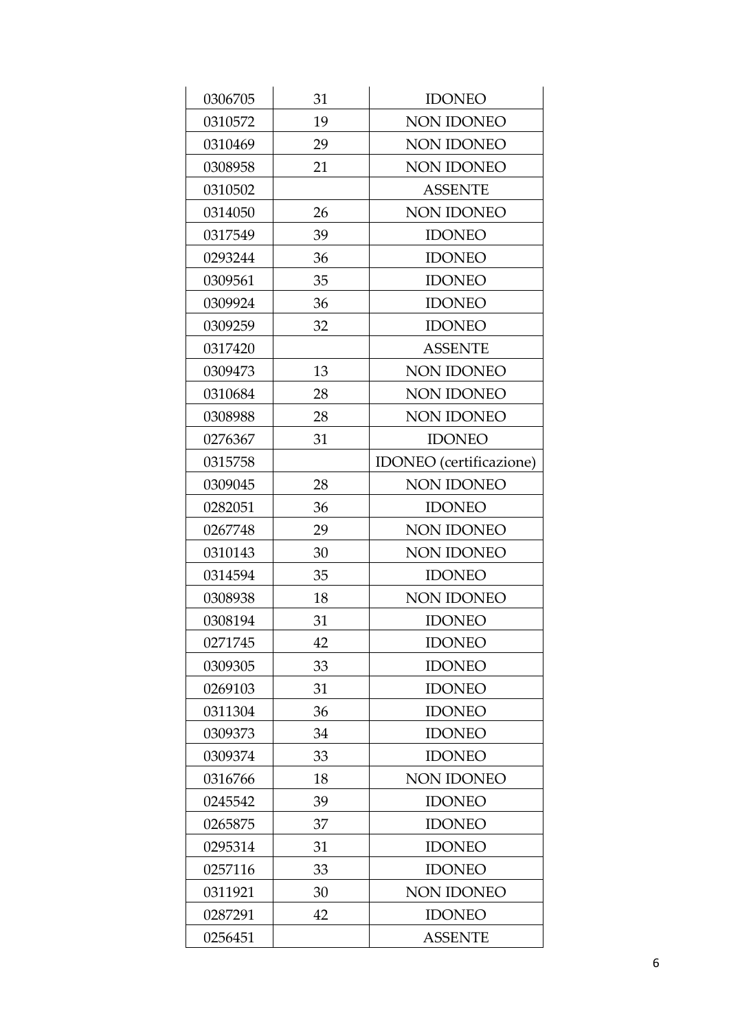| 0306705 | 31 | IDONEO |
|---|---|---|
| 0310572 | 19 | NON IDONEO |
| 0310469 | 29 | NON IDONEO |
| 0308958 | 21 | NON IDONEO |
| 0310502 | | ASSENTE |
| 0314050 | 26 | NON IDONEO |
| 0317549 | 39 | IDONEO |
| 0293244 | 36 | IDONEO |
| 0309561 | 35 | IDONEO |
| 0309924 | 36 | IDONEO |
| 0309259 | 32 | IDONEO |
| 0317420 | | ASSENTE |
| 0309473 | 13 | NON IDONEO |
| 0310684 | 28 | NON IDONEO |
| 0308988 | 28 | NON IDONEO |
| 0276367 | 31 | IDONEO |
| 0315758 | | IDONEO (certificazione) |
| 0309045 | 28 | NON IDONEO |
| 0282051 | 36 | IDONEO |
| 0267748 | 29 | NON IDONEO |
| 0310143 | 30 | NON IDONEO |
| 0314594 | 35 | IDONEO |
| 0308938 | 18 | NON IDONEO |
| 0308194 | 31 | IDONEO |
| 0271745 | 42 | IDONEO |
| 0309305 | 33 | IDONEO |
| 0269103 | 31 | IDONEO |
| 0311304 | 36 | IDONEO |
| 0309373 | 34 | IDONEO |
| 0309374 | 33 | IDONEO |
| 0316766 | 18 | NON IDONEO |
| 0245542 | 39 | IDONEO |
| 0265875 | 37 | IDONEO |
| 0295314 | 31 | IDONEO |
| 0257116 | 33 | IDONEO |
| 0311921 | 30 | NON IDONEO |
| 0287291 | 42 | IDONEO |
| 0256451 | | ASSENTE |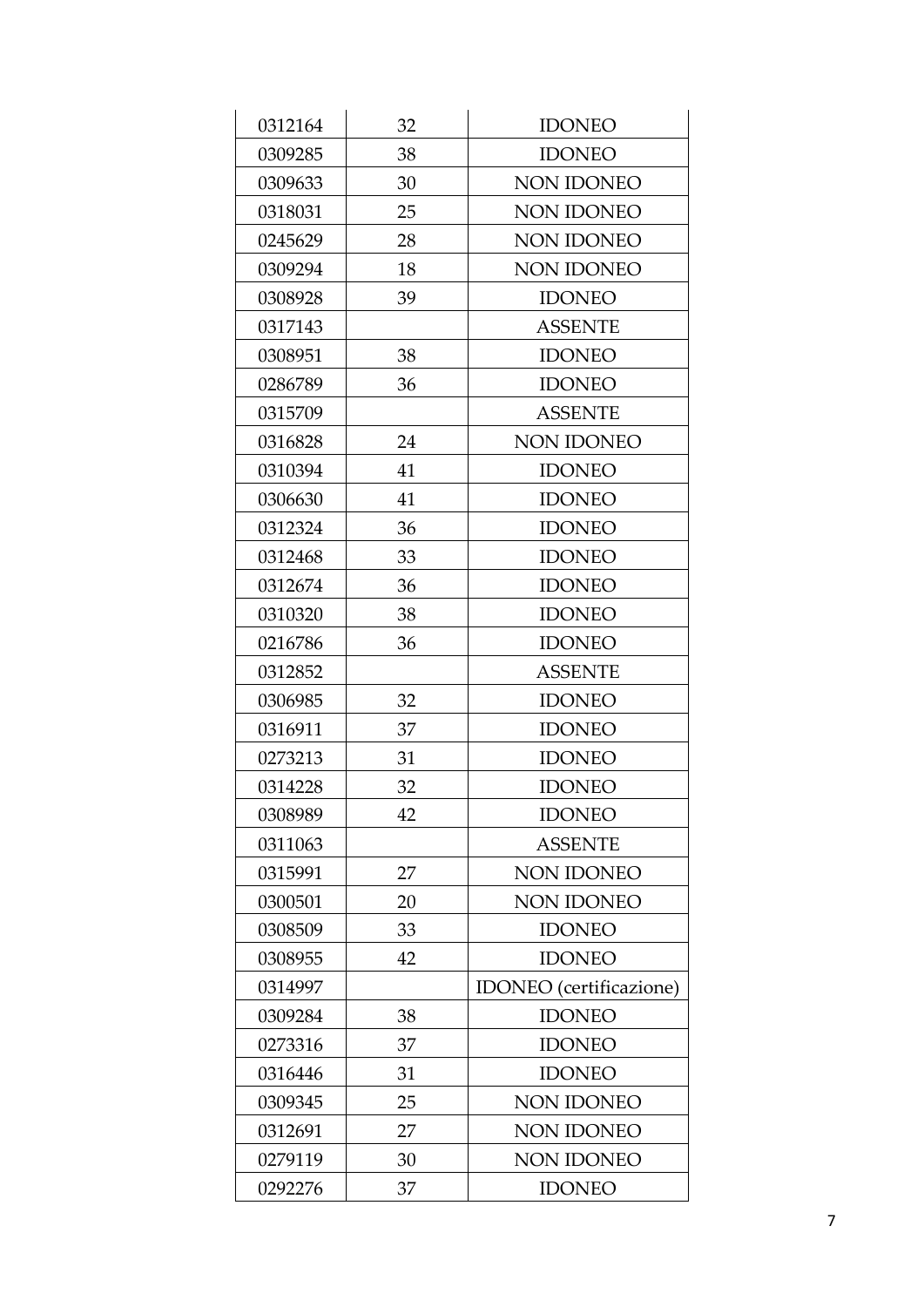| | | |
|---|---|---|
| 0312164 | 32 | IDONEO |
| 0309285 | 38 | IDONEO |
| 0309633 | 30 | NON IDONEO |
| 0318031 | 25 | NON IDONEO |
| 0245629 | 28 | NON IDONEO |
| 0309294 | 18 | NON IDONEO |
| 0308928 | 39 | IDONEO |
| 0317143 | | ASSENTE |
| 0308951 | 38 | IDONEO |
| 0286789 | 36 | IDONEO |
| 0315709 | | ASSENTE |
| 0316828 | 24 | NON IDONEO |
| 0310394 | 41 | IDONEO |
| 0306630 | 41 | IDONEO |
| 0312324 | 36 | IDONEO |
| 0312468 | 33 | IDONEO |
| 0312674 | 36 | IDONEO |
| 0310320 | 38 | IDONEO |
| 0216786 | 36 | IDONEO |
| 0312852 | | ASSENTE |
| 0306985 | 32 | IDONEO |
| 0316911 | 37 | IDONEO |
| 0273213 | 31 | IDONEO |
| 0314228 | 32 | IDONEO |
| 0308989 | 42 | IDONEO |
| 0311063 | | ASSENTE |
| 0315991 | 27 | NON IDONEO |
| 0300501 | 20 | NON IDONEO |
| 0308509 | 33 | IDONEO |
| 0308955 | 42 | IDONEO |
| 0314997 | | IDONEO (certificazione) |
| 0309284 | 38 | IDONEO |
| 0273316 | 37 | IDONEO |
| 0316446 | 31 | IDONEO |
| 0309345 | 25 | NON IDONEO |
| 0312691 | 27 | NON IDONEO |
| 0279119 | 30 | NON IDONEO |
| 0292276 | 37 | IDONEO |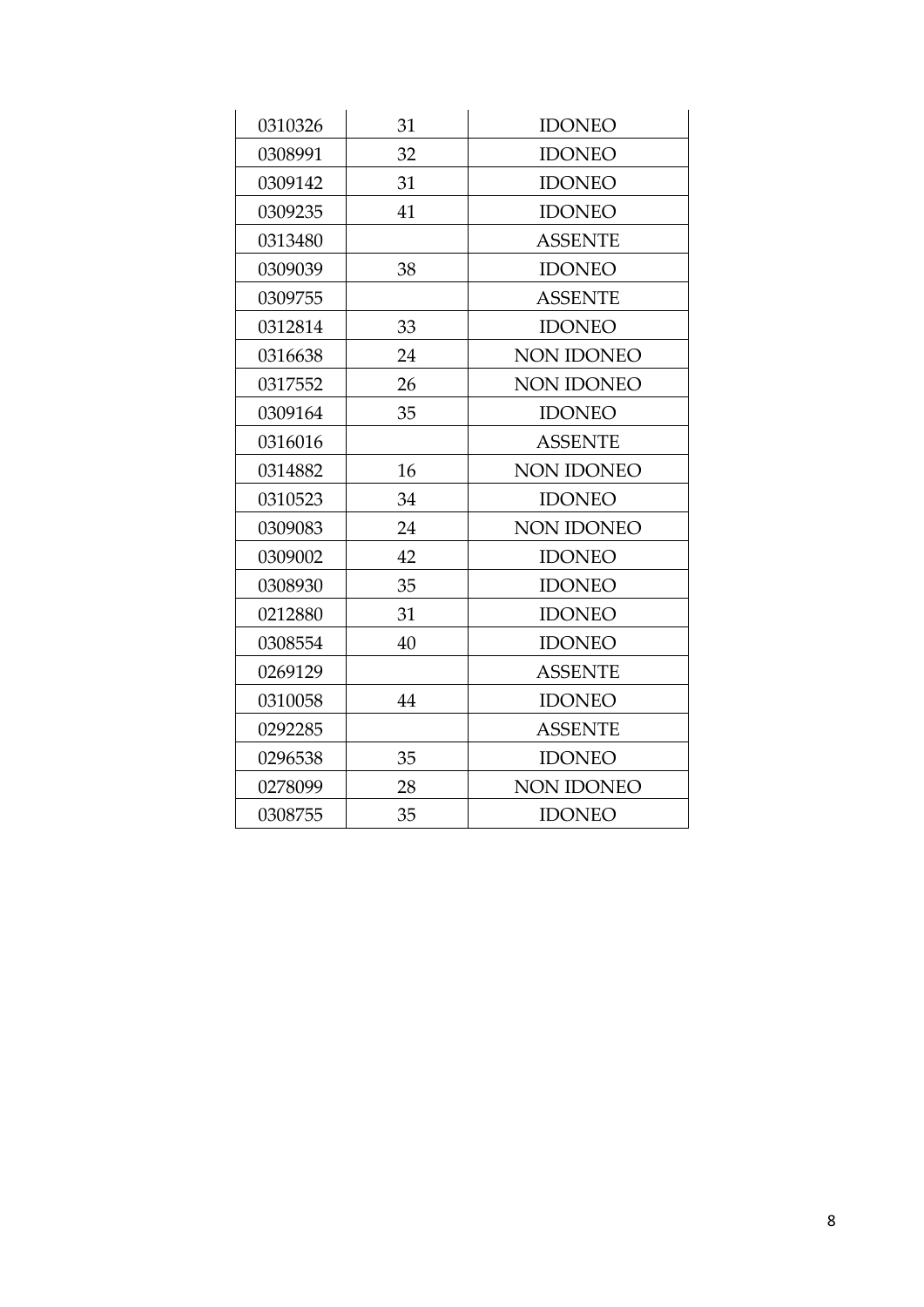| | | |
|---|---|---|
| 0310326 | 31 | IDONEO |
| 0308991 | 32 | IDONEO |
| 0309142 | 31 | IDONEO |
| 0309235 | 41 | IDONEO |
| 0313480 | | ASSENTE |
| 0309039 | 38 | IDONEO |
| 0309755 | | ASSENTE |
| 0312814 | 33 | IDONEO |
| 0316638 | 24 | NON IDONEO |
| 0317552 | 26 | NON IDONEO |
| 0309164 | 35 | IDONEO |
| 0316016 | | ASSENTE |
| 0314882 | 16 | NON IDONEO |
| 0310523 | 34 | IDONEO |
| 0309083 | 24 | NON IDONEO |
| 0309002 | 42 | IDONEO |
| 0308930 | 35 | IDONEO |
| 0212880 | 31 | IDONEO |
| 0308554 | 40 | IDONEO |
| 0269129 | | ASSENTE |
| 0310058 | 44 | IDONEO |
| 0292285 | | ASSENTE |
| 0296538 | 35 | IDONEO |
| 0278099 | 28 | NON IDONEO |
| 0308755 | 35 | IDONEO |